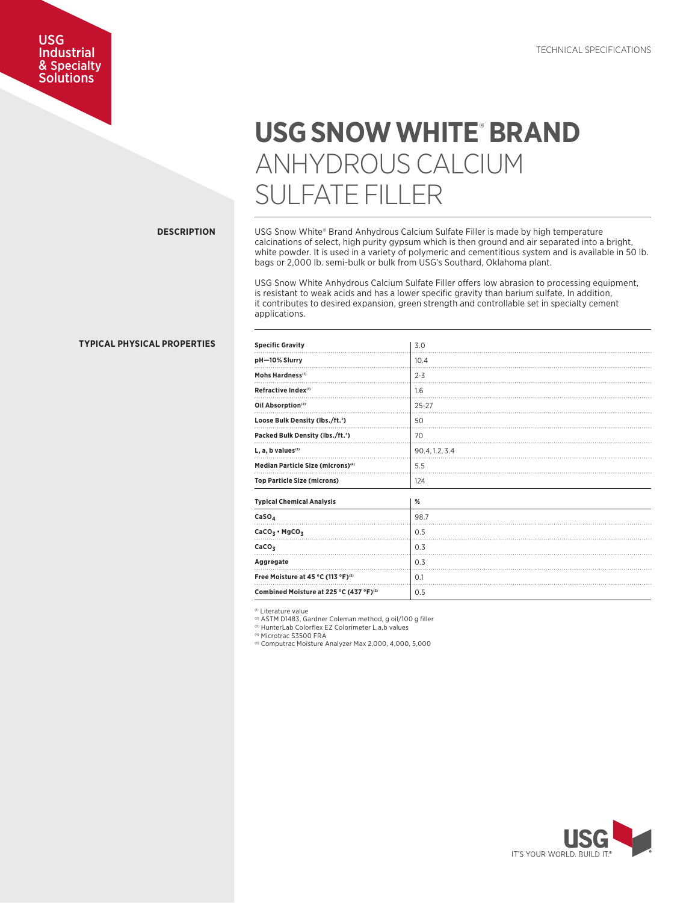USG Industrial & Specialty Solutions

TECHNICAL SPECIFICATIONS

# USG SNOW WHITE® BRAND ANHYDROUS CALCIUM SULFATE FILLER

## DESCRIPTION

USG Snow White® Brand Anhydrous Calcium Sulfate Filler is made by high temperature calcinations of select, high purity gypsum which is then ground and air separated into a bright, white powder. It is used in a variety of polymeric and cementitious system and is available in 50 lb. bags or 2,000 lb. semi-bulk or bulk from USG's Southard, Oklahoma plant.

USG Snow White Anhydrous Calcium Sulfate Filler offers low abrasion to processing equipment, is resistant to weak acids and has a lower specific gravity than barium sulfate. In addition, it contributes to desired expansion, green strength and controllable set in specialty cement applications.

## TYPICAL PHYSICAL PROPERTIES

| Property | Value |
|---|---|
| **Specific Gravity** | 3.0 |
| **pH—10% Slurry** | 10.4 |
| **Mohs Hardness**[1] | 2-3 |
| **Refractive Index**[1] | 1.6 |
| **Oil Absorption**[2] | 25-27 |
| **Loose Bulk Density (lbs./ft.³)** | 50 |
| **Packed Bulk Density (lbs./ft.³)** | 70 |
| **L, a, b values**[3] | 90.4, 1.2, 3.4 |
| **Median Particle Size (microns)**[4] | 5.5 |
| **Top Particle Size (microns)** | 124 |

| **Typical Chemical Analysis** | **%** |
|---|---|
| $CaSO_4$ | 98.7 |
| $CaCO_3 \cdot MgCO_3$ | 0.5 |
| $CaCO_3$ | 0.3 |
| **Aggregate** | 0.3 |
| **Free Moisture at 45 °C (113 °F)**[5] | 0.1 |
| **Combined Moisture at 225 °C (437 °F)**[5] | 0.5 |

[1] Literature value
[2] ASTM D1483, Gardner Coleman method, g oil/100 g filler
[3] HunterLab Colorflex EZ Colorimeter L,a,b values
[4] Microtrac S3500 FRA
[5] Computrac Moisture Analyzer Max 2,000, 4,000, 5,000

USG IT'S YOUR WORLD. BUILD IT.®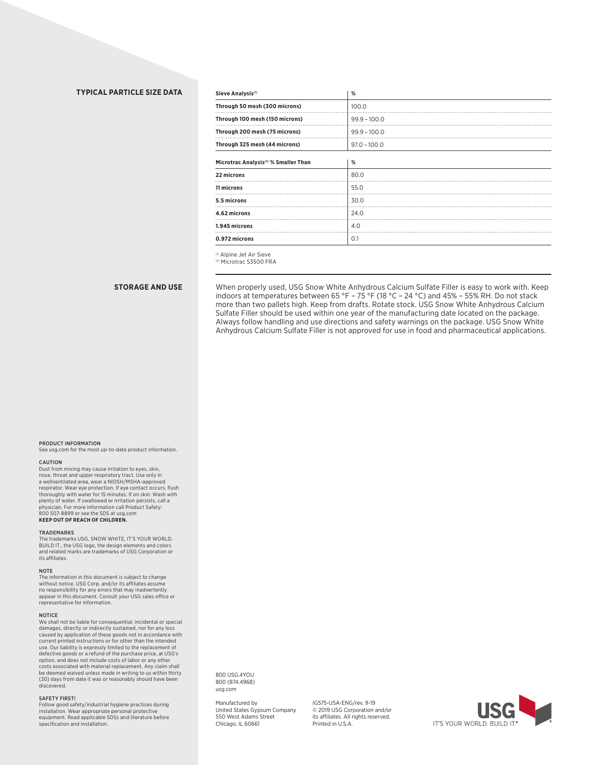## TYPICAL PARTICLE SIZE DATA

| Sieve Analysis[1] | % |
|---|---|
| Through 50 mesh (300 microns) | 100.0 |
| Through 100 mesh (150 microns) | 99.9 – 100.0 |
| Through 200 mesh (75 microns) | 99.9 – 100.0 |
| Through 325 mesh (44 microns) | 97.0 – 100.0 |

| Microtrac Analysis[2] % Smaller Than | % |
|---|---|
| 22 microns | 80.0 |
| 11 microns | 55.0 |
| 5.5 microns | 30.0 |
| 4.62 microns | 24.0 |
| 1.945 microns | 4.0 |
| 0.972 microns | 0.1 |

[1] Alpine Jet Air Sieve
[2] Microtrac S3500 FRA

## STORAGE AND USE

When properly used, USG Snow White Anhydrous Calcium Sulfate Filler is easy to work with. Keep indoors at temperatures between 65 °F – 75 °F (18 °C – 24 °C) and 45% – 55% RH. Do not stack more than two pallets high. Keep from drafts. Rotate stock. USG Snow White Anhydrous Calcium Sulfate Filler should be used within one year of the manufacturing date located on the package. Always follow handling and use directions and safety warnings on the package. USG Snow White Anhydrous Calcium Sulfate Filler is not approved for use in food and pharmaceutical applications.

**PRODUCT INFORMATION**
See usg.com for the most up-to-date product information.

**CAUTION**
Dust from mixing may cause irritation to eyes, skin, nose, throat and upper respiratory tract. Use only in a wellventilated area, wear a NIOSH/MSHA-approved respirator. Wear eye protection. If eye contact occurs, flush thoroughly with water for 15 minutes. If on skin: Wash with plenty of water. If swallowed or irritation persists, call a physician. For more information call Product Safety: 800 507-8899 or see the SDS at usg.com
**KEEP OUT OF REACH OF CHILDREN.**

**TRADEMARKS**
The trademarks USG, SNOW WHITE, IT'S YOUR WORLD. BUILD IT., the USG logo, the design elements and colors and related marks are trademarks of USG Corporation or its affiliates.

**NOTE**
The information in this document is subject to change without notice. USG Corp. and/or its affiliates assume no responsibility for any errors that may inadvertently appear in this document. Consult your USG sales office or representative for information.

**NOTICE**
We shall not be liable for consequential, incidental or special damages, directly or indirectly sustained, nor for any loss caused by application of these goods not in accordance with current printed instructions or for other than the intended use. Our liability is expressly limited to the replacement of defective goods or a refund of the purchase price, at USG's option, and does not include costs of labor or any other costs associated with material replacement. Any claim shall be deemed waived unless made in writing to us within thirty (30) days from date it was or reasonably should have been discovered.

**SAFETY FIRST!**
Follow good safety/industrial hygiene practices during installation. Wear appropriate personal protective equipment. Read applicable SDSs and literature before specification and installation.

800 USG.4YOU
800 (874.4968)
usg.com

Manufactured by
United States Gypsum Company
550 West Adams Street
Chicago, IL 60661

IG575-USA-ENG/rev. 9-19
© 2019 USG Corporation and/or its affiliates. All rights reserved.
Printed in U.S.A.

USG
IT'S YOUR WORLD. BUILD IT.®